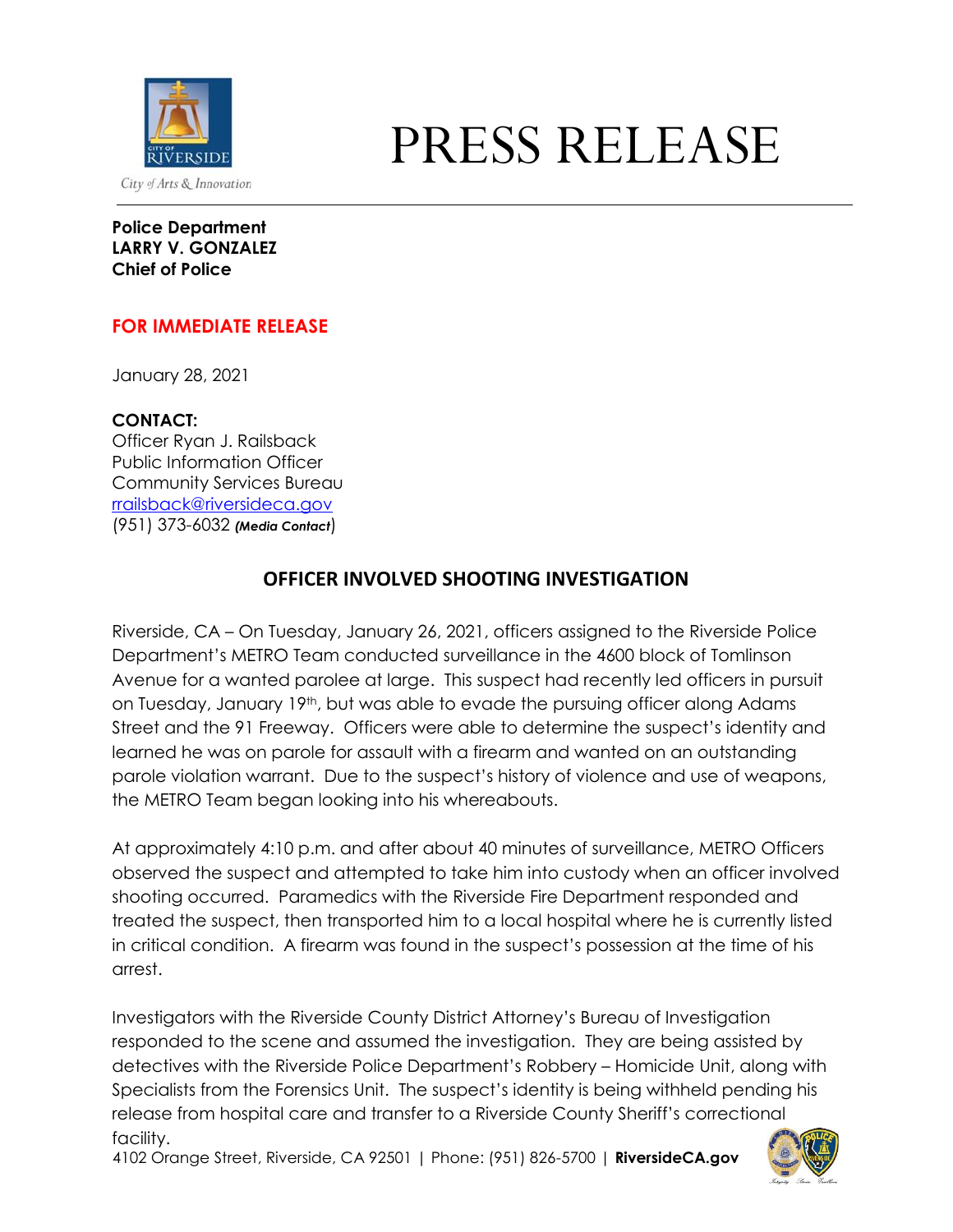City of Arts & Innovation

# PRESS RELEASE

**Police Department**
**LARRY V. GONZALEZ**
**Chief of Police**

**FOR IMMEDIATE RELEASE**

January 28, 2021

**CONTACT:**
Officer Ryan J. Railsback
Public Information Officer
Community Services Bureau
rrailsback@riversideca.gov
(951) 373-6032 ***(Media Contact)***

## OFFICER INVOLVED SHOOTING INVESTIGATION

Riverside, CA – On Tuesday, January 26, 2021, officers assigned to the Riverside Police Department's METRO Team conducted surveillance in the 4600 block of Tomlinson Avenue for a wanted parolee at large. This suspect had recently led officers in pursuit on Tuesday, January 19th, but was able to evade the pursuing officer along Adams Street and the 91 Freeway. Officers were able to determine the suspect's identity and learned he was on parole for assault with a firearm and wanted on an outstanding parole violation warrant. Due to the suspect's history of violence and use of weapons, the METRO Team began looking into his whereabouts.

At approximately 4:10 p.m. and after about 40 minutes of surveillance, METRO Officers observed the suspect and attempted to take him into custody when an officer involved shooting occurred. Paramedics with the Riverside Fire Department responded and treated the suspect, then transported him to a local hospital where he is currently listed in critical condition. A firearm was found in the suspect's possession at the time of his arrest.

Investigators with the Riverside County District Attorney's Bureau of Investigation responded to the scene and assumed the investigation. They are being assisted by detectives with the Riverside Police Department's Robbery – Homicide Unit, along with Specialists from the Forensics Unit. The suspect's identity is being withheld pending his release from hospital care and transfer to a Riverside County Sheriff's correctional facility.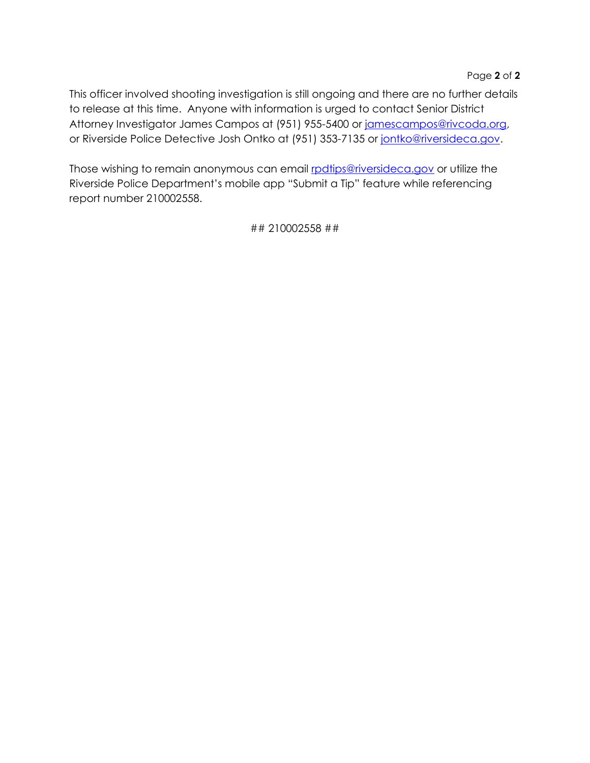This officer involved shooting investigation is still ongoing and there are no further details to release at this time. Anyone with information is urged to contact Senior District Attorney Investigator James Campos at (951) 955-5400 or jamescampos@rivcoda.org, or Riverside Police Detective Josh Ontko at (951) 353-7135 or jontko@riversideca.gov.

Those wishing to remain anonymous can email rpdtips@riversideca.gov or utilize the Riverside Police Department's mobile app "Submit a Tip" feature while referencing report number 210002558.

## 210002558 ##